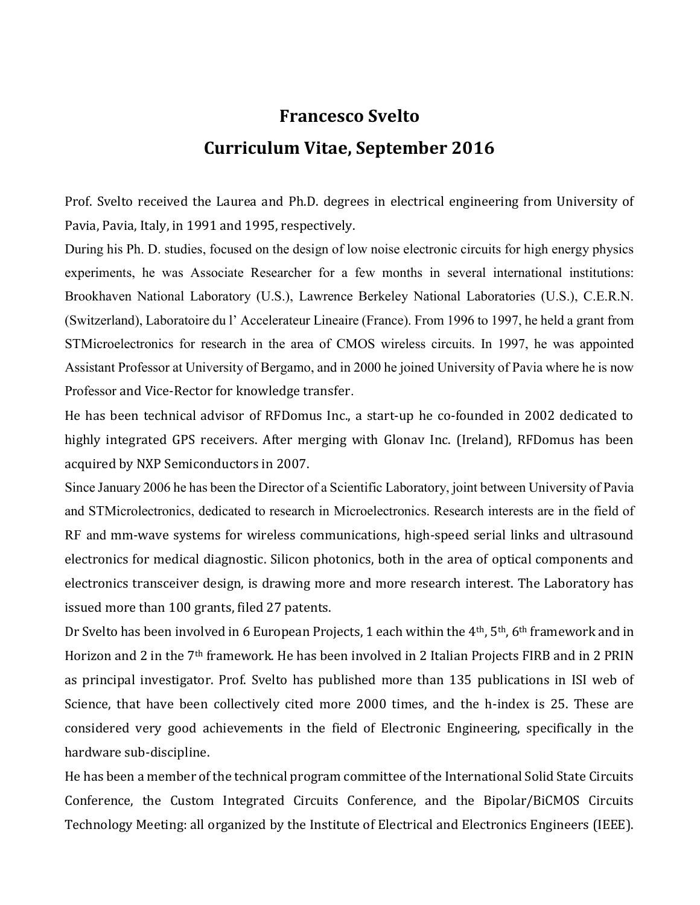# Francesco Svelto

## Curriculum Vitae, September 2016

Prof. Svelto received the Laurea and Ph.D. degrees in electrical engineering from University of Pavia, Pavia, Italy, in 1991 and 1995, respectively.

During his Ph. D. studies, focused on the design of low noise electronic circuits for high energy physics experiments, he was Associate Researcher for a few months in several international institutions: Brookhaven National Laboratory (U.S.), Lawrence Berkeley National Laboratories (U.S.), C.E.R.N. (Switzerland), Laboratoire du l' Accelerateur Lineaire (France). From 1996 to 1997, he held a grant from STMicroelectronics for research in the area of CMOS wireless circuits. In 1997, he was appointed Assistant Professor at University of Bergamo, and in 2000 he joined University of Pavia where he is now Professor and Vice-Rector for knowledge transfer.

He has been technical advisor of RFDomus Inc., a start-up he co-founded in 2002 dedicated to highly integrated GPS receivers. After merging with Glonav Inc. (Ireland), RFDomus has been acquired by NXP Semiconductors in 2007.

Since January 2006 he has been the Director of a Scientific Laboratory, joint between University of Pavia and STMicrolectronics, dedicated to research in Microelectronics. Research interests are in the field of RF and mm-wave systems for wireless communications, high-speed serial links and ultrasound electronics for medical diagnostic. Silicon photonics, both in the area of optical components and electronics transceiver design, is drawing more and more research interest. The Laboratory has issued more than 100 grants, filed 27 patents.

Dr Svelto has been involved in 6 European Projects, 1 each within the 4th, 5th, 6th framework and in Horizon and 2 in the 7th framework. He has been involved in 2 Italian Projects FIRB and in 2 PRIN as principal investigator. Prof. Svelto has published more than 135 publications in ISI web of Science, that have been collectively cited more 2000 times, and the h-index is 25. These are considered very good achievements in the field of Electronic Engineering, specifically in the hardware sub-discipline.

He has been a member of the technical program committee of the International Solid State Circuits Conference, the Custom Integrated Circuits Conference, and the Bipolar/BiCMOS Circuits Technology Meeting: all organized by the Institute of Electrical and Electronics Engineers (IEEE).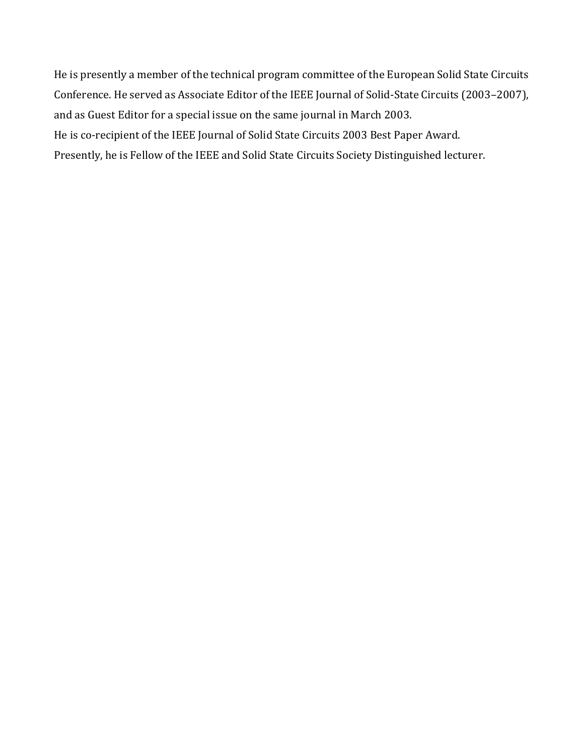He is presently a member of the technical program committee of the European Solid State Circuits Conference. He served as Associate Editor of the IEEE Journal of Solid-State Circuits (2003–2007), and as Guest Editor for a special issue on the same journal in March 2003.
He is co-recipient of the IEEE Journal of Solid State Circuits 2003 Best Paper Award.
Presently, he is Fellow of the IEEE and Solid State Circuits Society Distinguished lecturer.